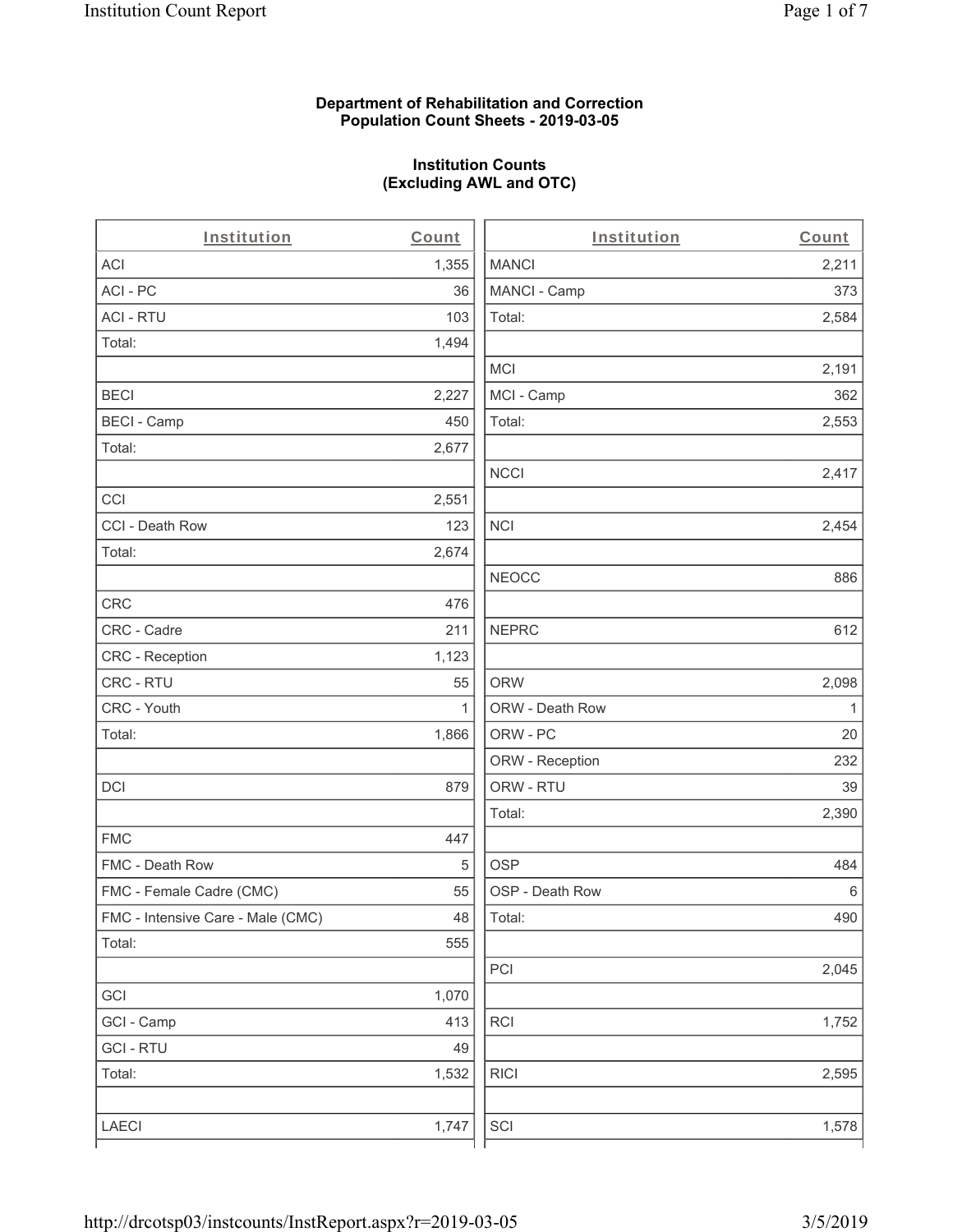**Department of Rehabilitation and Correction**
**Population Count Sheets - 2019-03-05**

**Institution Counts**
**(Excluding AWL and OTC)**

| Institution | Count |
|---|---|
| ACI | 1,355 |
| ACI - PC | 36 |
| ACI - RTU | 103 |
| Total: | 1,494 |
| | |
| BECI | 2,227 |
| BECI - Camp | 450 |
| Total: | 2,677 |
| | |
| CCI | 2,551 |
| CCI - Death Row | 123 |
| Total: | 2,674 |
| | |
| CRC | 476 |
| CRC - Cadre | 211 |
| CRC - Reception | 1,123 |
| CRC - RTU | 55 |
| CRC - Youth | 1 |
| Total: | 1,866 |
| | |
| DCI | 879 |
| | |
| FMC | 447 |
| FMC - Death Row | 5 |
| FMC - Female Cadre (CMC) | 55 |
| FMC - Intensive Care - Male (CMC) | 48 |
| Total: | 555 |
| | |
| GCI | 1,070 |
| GCI - Camp | 413 |
| GCI - RTU | 49 |
| Total: | 1,532 |
| | |
| LAECI | 1,747 |

| Institution | Count |
|---|---|
| MANCI | 2,211 |
| MANCI - Camp | 373 |
| Total: | 2,584 |
| | |
| MCI | 2,191 |
| MCI - Camp | 362 |
| Total: | 2,553 |
| | |
| NCCI | 2,417 |
| | |
| NCI | 2,454 |
| | |
| NEOCC | 886 |
| | |
| NEPRC | 612 |
| | |
| ORW | 2,098 |
| ORW - Death Row | 1 |
| ORW - PC | 20 |
| ORW - Reception | 232 |
| ORW - RTU | 39 |
| Total: | 2,390 |
| | |
| OSP | 484 |
| OSP - Death Row | 6 |
| Total: | 490 |
| | |
| PCI | 2,045 |
| | |
| RCI | 1,752 |
| | |
| RICI | 2,595 |
| | |
| SCI | 1,578 |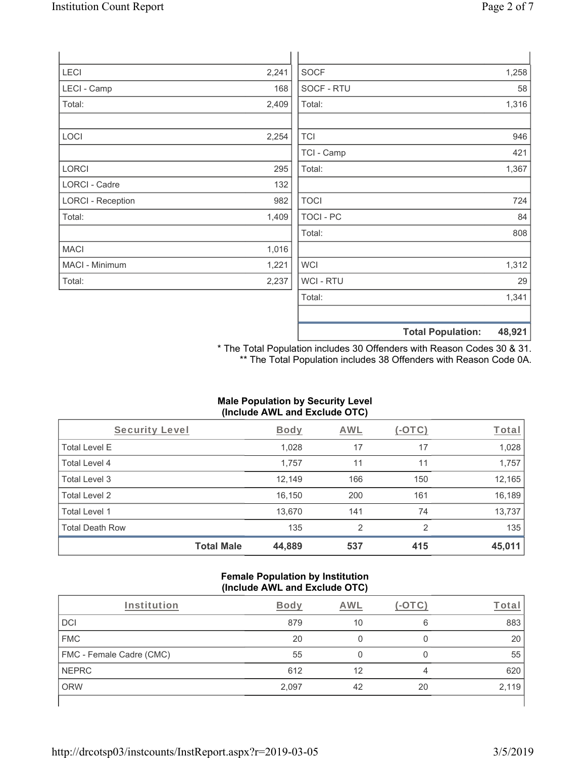| | |
|---|---|
| LECI | 2,241 |
| LECI - Camp | 168 |
| Total: | 2,409 |
| | |
| LOCI | 2,254 |
| | |
| LORCI | 295 |
| LORCI - Cadre | 132 |
| LORCI - Reception | 982 |
| Total: | 1,409 |
| | |
| MACI | 1,016 |
| MACI - Minimum | 1,221 |
| Total: | 2,237 |

| | |
|---|---|
| SOCF | 1,258 |
| SOCF - RTU | 58 |
| Total: | 1,316 |
| | |
| TCI | 946 |
| TCI - Camp | 421 |
| Total: | 1,367 |
| | |
| TOCI | 724 |
| TOCI - PC | 84 |
| Total: | 808 |
| | |
| WCI | 1,312 |
| WCI - RTU | 29 |
| Total: | 1,341 |
| | |
| **Total Population:** | **48,921** |

\* The Total Population includes 30 Offenders with Reason Codes 30 & 31.
\** The Total Population includes 38 Offenders with Reason Code 0A.

**Male Population by Security Level (Include AWL and Exclude OTC)**

| Security Level | Body | AWL | (-OTC) | Total |
|---|---|---|---|---|
| Total Level E | 1,028 | 17 | 17 | 1,028 |
| Total Level 4 | 1,757 | 11 | 11 | 1,757 |
| Total Level 3 | 12,149 | 166 | 150 | 12,165 |
| Total Level 2 | 16,150 | 200 | 161 | 16,189 |
| Total Level 1 | 13,670 | 141 | 74 | 13,737 |
| Total Death Row | 135 | 2 | 2 | 135 |
| **Total Male** | **44,889** | **537** | **415** | **45,011** |

**Female Population by Institution (Include AWL and Exclude OTC)**

| Institution | Body | AWL | (-OTC) | Total |
|---|---|---|---|---|
| DCI | 879 | 10 | 6 | 883 |
| FMC | 20 | 0 | 0 | 20 |
| FMC - Female Cadre (CMC) | 55 | 0 | 0 | 55 |
| NEPRC | 612 | 12 | 4 | 620 |
| ORW | 2,097 | 42 | 20 | 2,119 |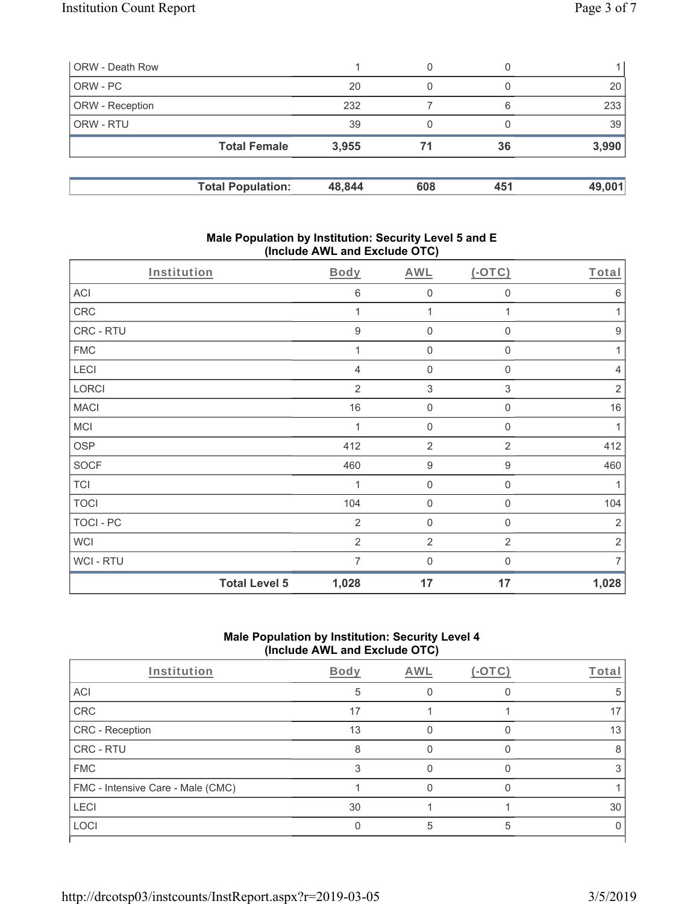| | | | | |
|---|---|---|---|---|
| ORW - Death Row | 1 | 0 | 0 | 1 |
| ORW - PC | 20 | 0 | 0 | 20 |
| ORW - Reception | 232 | 7 | 6 | 233 |
| ORW - RTU | 39 | 0 | 0 | 39 |
| **Total Female** | **3,955** | **71** | **36** | **3,990** |

| | | | | |
|---|---|---|---|---|
| **Total Population:** | **48,844** | **608** | **451** | **49,001** |

### Male Population by Institution: Security Level 5 and E (Include AWL and Exclude OTC)

| Institution | Body | AWL | (-OTC) | Total |
|---|---|---|---|---|
| ACI | 6 | 0 | 0 | 6 |
| CRC | 1 | 1 | 1 | 1 |
| CRC - RTU | 9 | 0 | 0 | 9 |
| FMC | 1 | 0 | 0 | 1 |
| LECI | 4 | 0 | 0 | 4 |
| LORCI | 2 | 3 | 3 | 2 |
| MACI | 16 | 0 | 0 | 16 |
| MCI | 1 | 0 | 0 | 1 |
| OSP | 412 | 2 | 2 | 412 |
| SOCF | 460 | 9 | 9 | 460 |
| TCI | 1 | 0 | 0 | 1 |
| TOCI | 104 | 0 | 0 | 104 |
| TOCI - PC | 2 | 0 | 0 | 2 |
| WCI | 2 | 2 | 2 | 2 |
| WCI - RTU | 7 | 0 | 0 | 7 |
| **Total Level 5** | **1,028** | **17** | **17** | **1,028** |

### Male Population by Institution: Security Level 4 (Include AWL and Exclude OTC)

| Institution | Body | AWL | (-OTC) | Total |
|---|---|---|---|---|
| ACI | 5 | 0 | 0 | 5 |
| CRC | 17 | 1 | 1 | 17 |
| CRC - Reception | 13 | 0 | 0 | 13 |
| CRC - RTU | 8 | 0 | 0 | 8 |
| FMC | 3 | 0 | 0 | 3 |
| FMC - Intensive Care - Male (CMC) | 1 | 0 | 0 | 1 |
| LECI | 30 | 1 | 1 | 30 |
| LOCI | 0 | 5 | 5 | 0 |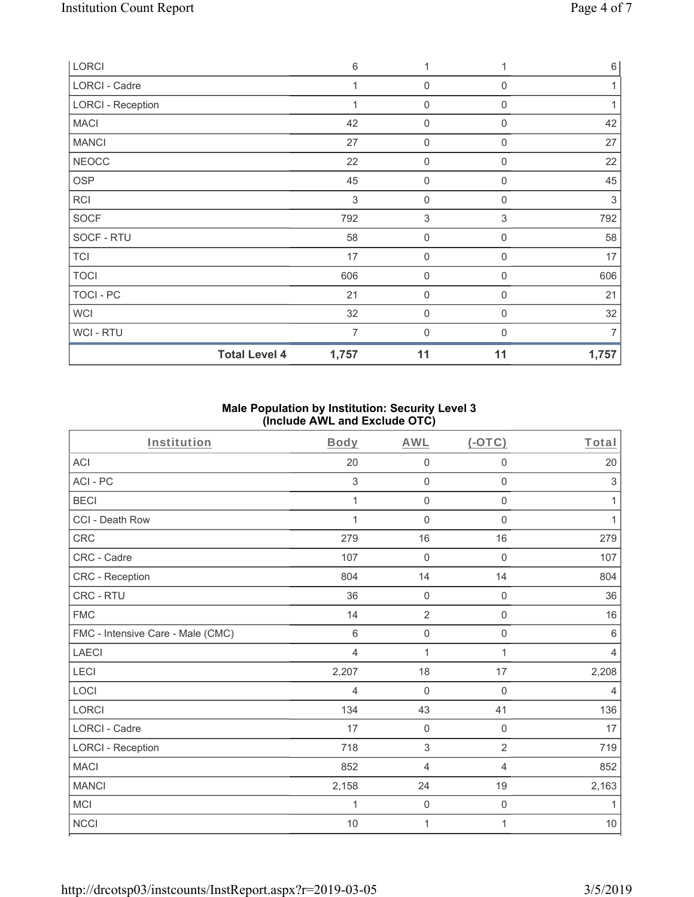| LORCI | 6 | 1 | 1 | 6 |
|---|---|---|---|---|
| LORCI - Cadre | 1 | 0 | 0 | 1 |
| LORCI - Reception | 1 | 0 | 0 | 1 |
| MACI | 42 | 0 | 0 | 42 |
| MANCI | 27 | 0 | 0 | 27 |
| NEOCC | 22 | 0 | 0 | 22 |
| OSP | 45 | 0 | 0 | 45 |
| RCI | 3 | 0 | 0 | 3 |
| SOCF | 792 | 3 | 3 | 792 |
| SOCF - RTU | 58 | 0 | 0 | 58 |
| TCI | 17 | 0 | 0 | 17 |
| TOCI | 606 | 0 | 0 | 606 |
| TOCI - PC | 21 | 0 | 0 | 21 |
| WCI | 32 | 0 | 0 | 32 |
| WCI - RTU | 7 | 0 | 0 | 7 |
| **Total Level 4** | **1,757** | **11** | **11** | **1,757** |

### Male Population by Institution: Security Level 3 (Include AWL and Exclude OTC)

| Institution | Body | AWL | (-OTC) | Total |
|---|---|---|---|---|
| ACI | 20 | 0 | 0 | 20 |
| ACI - PC | 3 | 0 | 0 | 3 |
| BECI | 1 | 0 | 0 | 1 |
| CCI - Death Row | 1 | 0 | 0 | 1 |
| CRC | 279 | 16 | 16 | 279 |
| CRC - Cadre | 107 | 0 | 0 | 107 |
| CRC - Reception | 804 | 14 | 14 | 804 |
| CRC - RTU | 36 | 0 | 0 | 36 |
| FMC | 14 | 2 | 0 | 16 |
| FMC - Intensive Care - Male (CMC) | 6 | 0 | 0 | 6 |
| LAECI | 4 | 1 | 1 | 4 |
| LECI | 2,207 | 18 | 17 | 2,208 |
| LOCI | 4 | 0 | 0 | 4 |
| LORCI | 134 | 43 | 41 | 136 |
| LORCI - Cadre | 17 | 0 | 0 | 17 |
| LORCI - Reception | 718 | 3 | 2 | 719 |
| MACI | 852 | 4 | 4 | 852 |
| MANCI | 2,158 | 24 | 19 | 2,163 |
| MCI | 1 | 0 | 0 | 1 |
| NCCI | 10 | 1 | 1 | 10 |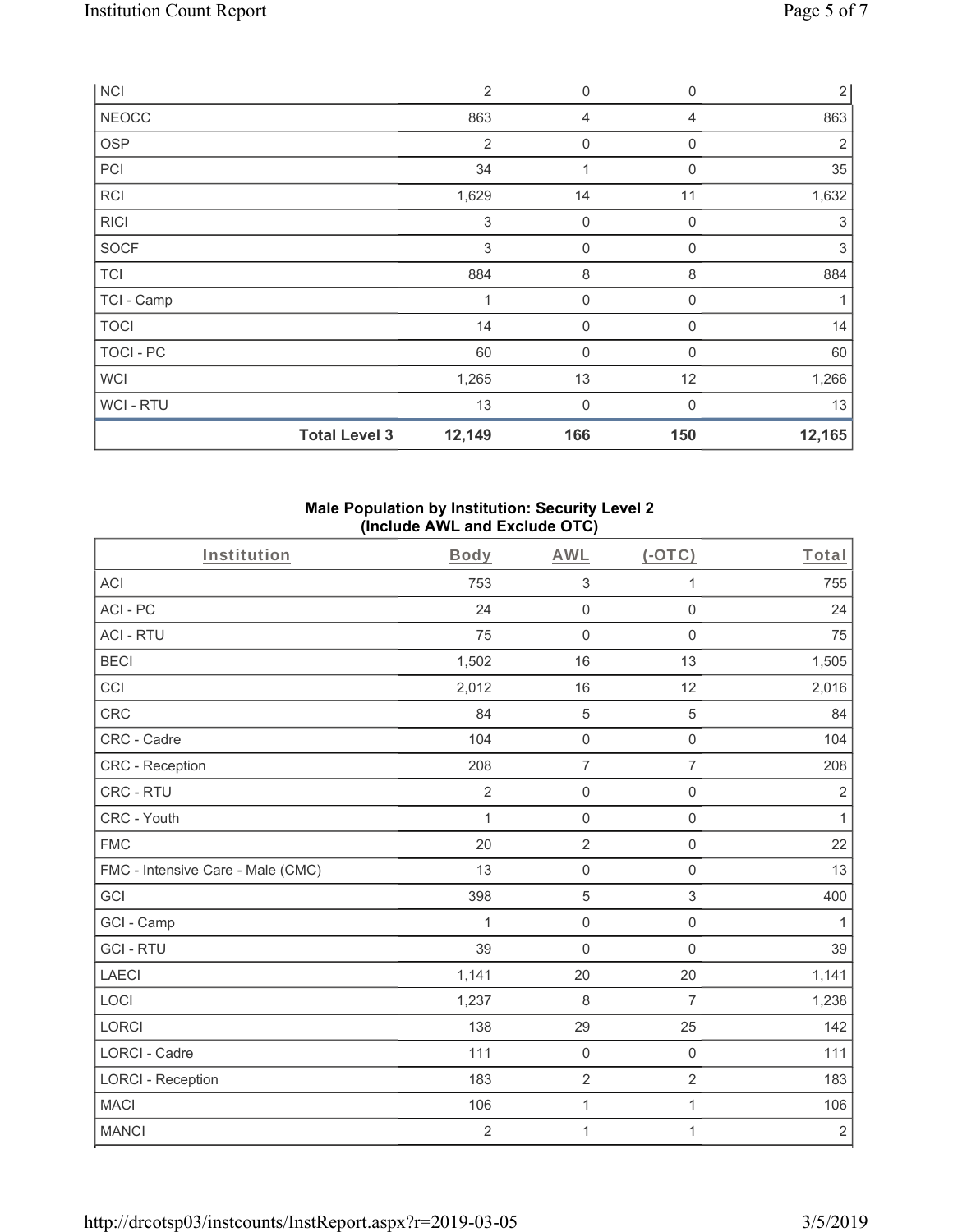| NCI | | 2 | 0 | 0 | 2 |
|---|---|---|---|---|---|
| NEOCC | | 863 | 4 | 4 | 863 |
| OSP | | 2 | 0 | 0 | 2 |
| PCI | | 34 | 1 | 0 | 35 |
| RCI | | 1,629 | 14 | 11 | 1,632 |
| RICI | | 3 | 0 | 0 | 3 |
| SOCF | | 3 | 0 | 0 | 3 |
| TCI | | 884 | 8 | 8 | 884 |
| TCI - Camp | | 1 | 0 | 0 | 1 |
| TOCI | | 14 | 0 | 0 | 14 |
| TOCI - PC | | 60 | 0 | 0 | 60 |
| WCI | | 1,265 | 13 | 12 | 1,266 |
| WCI - RTU | | 13 | 0 | 0 | 13 |
| | **Total Level 3** | **12,149** | **166** | **150** | **12,165** |

**Male Population by Institution: Security Level 2 (Include AWL and Exclude OTC)**

| Institution | Body | AWL | (-OTC) | Total |
|---|---|---|---|---|
| ACI | 753 | 3 | 1 | 755 |
| ACI - PC | 24 | 0 | 0 | 24 |
| ACI - RTU | 75 | 0 | 0 | 75 |
| BECI | 1,502 | 16 | 13 | 1,505 |
| CCI | 2,012 | 16 | 12 | 2,016 |
| CRC | 84 | 5 | 5 | 84 |
| CRC - Cadre | 104 | 0 | 0 | 104 |
| CRC - Reception | 208 | 7 | 7 | 208 |
| CRC - RTU | 2 | 0 | 0 | 2 |
| CRC - Youth | 1 | 0 | 0 | 1 |
| FMC | 20 | 2 | 0 | 22 |
| FMC - Intensive Care - Male (CMC) | 13 | 0 | 0 | 13 |
| GCI | 398 | 5 | 3 | 400 |
| GCI - Camp | 1 | 0 | 0 | 1 |
| GCI - RTU | 39 | 0 | 0 | 39 |
| LAECI | 1,141 | 20 | 20 | 1,141 |
| LOCI | 1,237 | 8 | 7 | 1,238 |
| LORCI | 138 | 29 | 25 | 142 |
| LORCI - Cadre | 111 | 0 | 0 | 111 |
| LORCI - Reception | 183 | 2 | 2 | 183 |
| MACI | 106 | 1 | 1 | 106 |
| MANCI | 2 | 1 | 1 | 2 |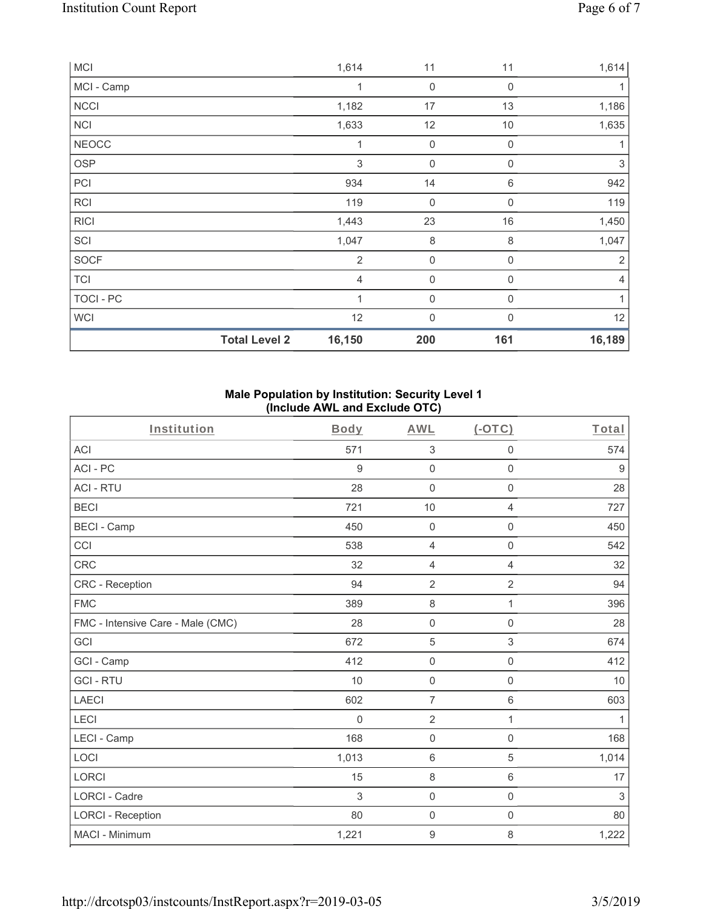| MCI | 1,614 | 11 | 11 | 1,614 |
|---|---|---|---|---|
| MCI - Camp | 1 | 0 | 0 | 1 |
| NCCI | 1,182 | 17 | 13 | 1,186 |
| NCI | 1,633 | 12 | 10 | 1,635 |
| NEOCC | 1 | 0 | 0 | 1 |
| OSP | 3 | 0 | 0 | 3 |
| PCI | 934 | 14 | 6 | 942 |
| RCI | 119 | 0 | 0 | 119 |
| RICI | 1,443 | 23 | 16 | 1,450 |
| SCI | 1,047 | 8 | 8 | 1,047 |
| SOCF | 2 | 0 | 0 | 2 |
| TCI | 4 | 0 | 0 | 4 |
| TOCI - PC | 1 | 0 | 0 | 1 |
| WCI | 12 | 0 | 0 | 12 |
| **Total Level 2** | **16,150** | **200** | **161** | **16,189** |

**Male Population by Institution: Security Level 1**
**(Include AWL and Exclude OTC)**

| Institution | Body | AWL | (-OTC) | Total |
|---|---|---|---|---|
| ACI | 571 | 3 | 0 | 574 |
| ACI - PC | 9 | 0 | 0 | 9 |
| ACI - RTU | 28 | 0 | 0 | 28 |
| BECI | 721 | 10 | 4 | 727 |
| BECI - Camp | 450 | 0 | 0 | 450 |
| CCI | 538 | 4 | 0 | 542 |
| CRC | 32 | 4 | 4 | 32 |
| CRC - Reception | 94 | 2 | 2 | 94 |
| FMC | 389 | 8 | 1 | 396 |
| FMC - Intensive Care - Male (CMC) | 28 | 0 | 0 | 28 |
| GCI | 672 | 5 | 3 | 674 |
| GCI - Camp | 412 | 0 | 0 | 412 |
| GCI - RTU | 10 | 0 | 0 | 10 |
| LAECI | 602 | 7 | 6 | 603 |
| LECI | 0 | 2 | 1 | 1 |
| LECI - Camp | 168 | 0 | 0 | 168 |
| LOCI | 1,013 | 6 | 5 | 1,014 |
| LORCI | 15 | 8 | 6 | 17 |
| LORCI - Cadre | 3 | 0 | 0 | 3 |
| LORCI - Reception | 80 | 0 | 0 | 80 |
| MACI - Minimum | 1,221 | 9 | 8 | 1,222 |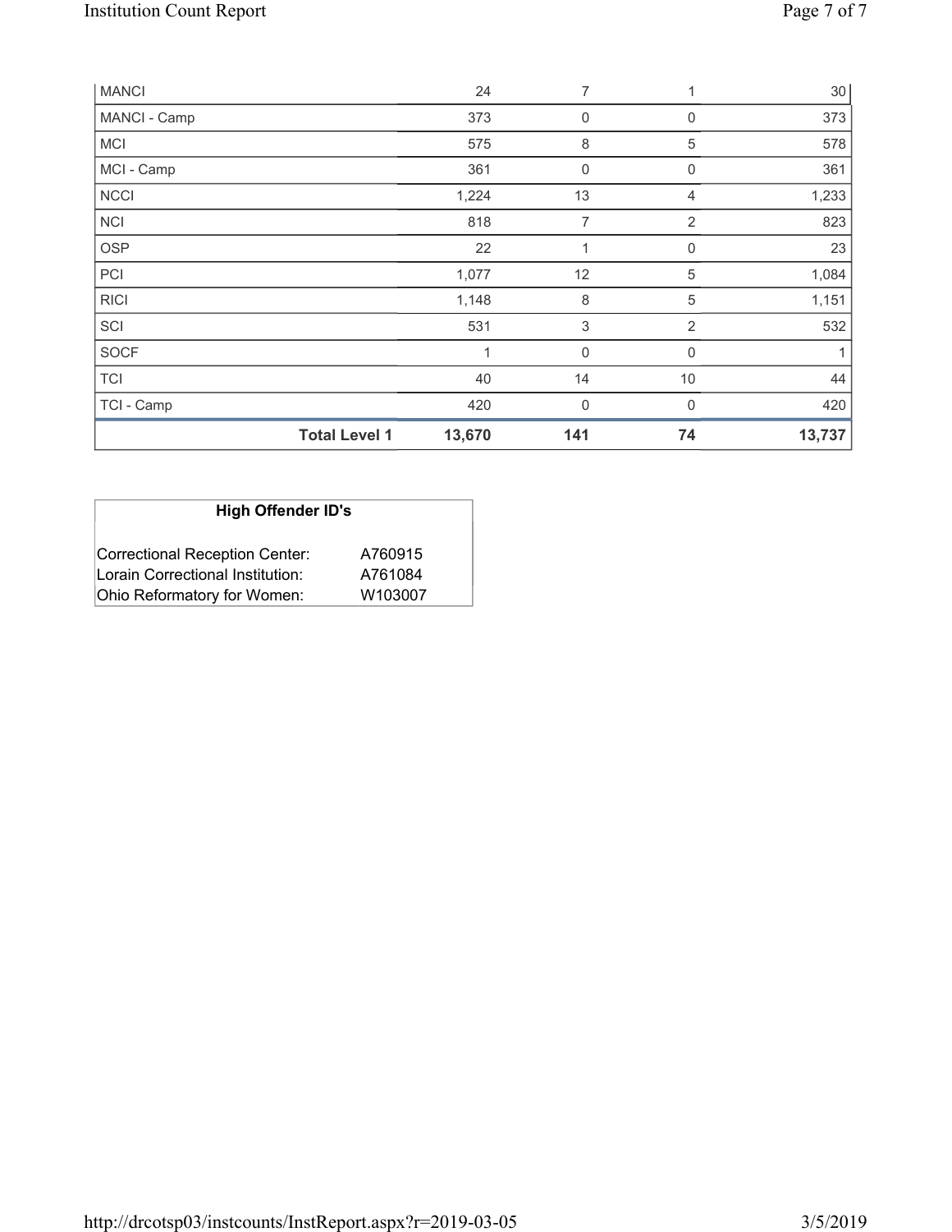| | | | | |
|---|---|---|---|---|
| MANCI | 24 | 7 | 1 | 30 |
| MANCI - Camp | 373 | 0 | 0 | 373 |
| MCI | 575 | 8 | 5 | 578 |
| MCI - Camp | 361 | 0 | 0 | 361 |
| NCCI | 1,224 | 13 | 4 | 1,233 |
| NCI | 818 | 7 | 2 | 823 |
| OSP | 22 | 1 | 0 | 23 |
| PCI | 1,077 | 12 | 5 | 1,084 |
| RICI | 1,148 | 8 | 5 | 1,151 |
| SCI | 531 | 3 | 2 | 532 |
| SOCF | 1 | 0 | 0 | 1 |
| TCI | 40 | 14 | 10 | 44 |
| TCI - Camp | 420 | 0 | 0 | 420 |
| **Total Level 1** | **13,670** | **141** | **74** | **13,737** |

| High Offender ID's | |
|---|---|
| Correctional Reception Center: | A760915 |
| Lorain Correctional Institution: | A761084 |
| Ohio Reformatory for Women: | W103007 |